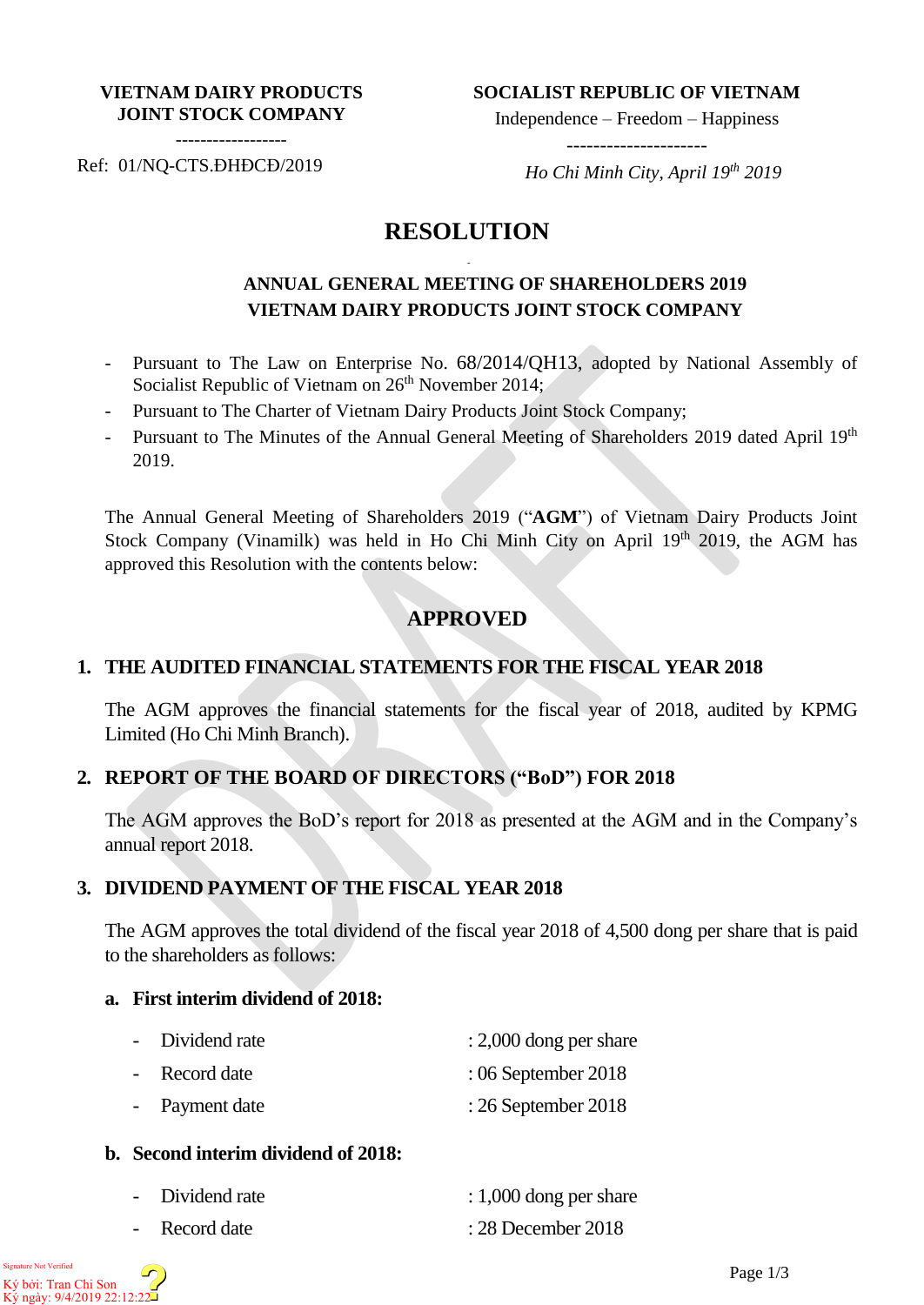**VIETNAM DAIRY PRODUCTS JOINT STOCK COMPANY**

------------------

Ref: 01/NQ-CTS.ĐHĐCĐ/2019

**SOCIALIST REPUBLIC OF VIETNAM**

Independence – Freedom – Happiness

---------------------

*Ho Chi Minh City, April 19th 2019*

# RESOLUTION

## ANNUAL GENERAL MEETING OF SHAREHOLDERS 2019
## VIETNAM DAIRY PRODUCTS JOINT STOCK COMPANY

- Pursuant to The Law on Enterprise No. 68/2014/QH13, adopted by National Assembly of Socialist Republic of Vietnam on 26th November 2014;
- Pursuant to The Charter of Vietnam Dairy Products Joint Stock Company;
- Pursuant to The Minutes of the Annual General Meeting of Shareholders 2019 dated April 19th 2019.

The Annual General Meeting of Shareholders 2019 ("**AGM**") of Vietnam Dairy Products Joint Stock Company (Vinamilk) was held in Ho Chi Minh City on April 19th 2019, the AGM has approved this Resolution with the contents below:

## APPROVED

### 1. THE AUDITED FINANCIAL STATEMENTS FOR THE FISCAL YEAR 2018

The AGM approves the financial statements for the fiscal year of 2018, audited by KPMG Limited (Ho Chi Minh Branch).

### 2. REPORT OF THE BOARD OF DIRECTORS ("BoD") FOR 2018

The AGM approves the BoD's report for 2018 as presented at the AGM and in the Company's annual report 2018.

### 3. DIVIDEND PAYMENT OF THE FISCAL YEAR 2018

The AGM approves the total dividend of the fiscal year 2018 of 4,500 dong per share that is paid to the shareholders as follows:

**a. First interim dividend of 2018:**

- Dividend rate : 2,000 dong per share
- Record date : 06 September 2018
- Payment date : 26 September 2018

**b. Second interim dividend of 2018:**

- Dividend rate : 1,000 dong per share
- Record date : 28 December 2018

Signature Not Verified
Ký bởi: Tran Chi Son
Ký ngày: 9/4/2019 22:12:22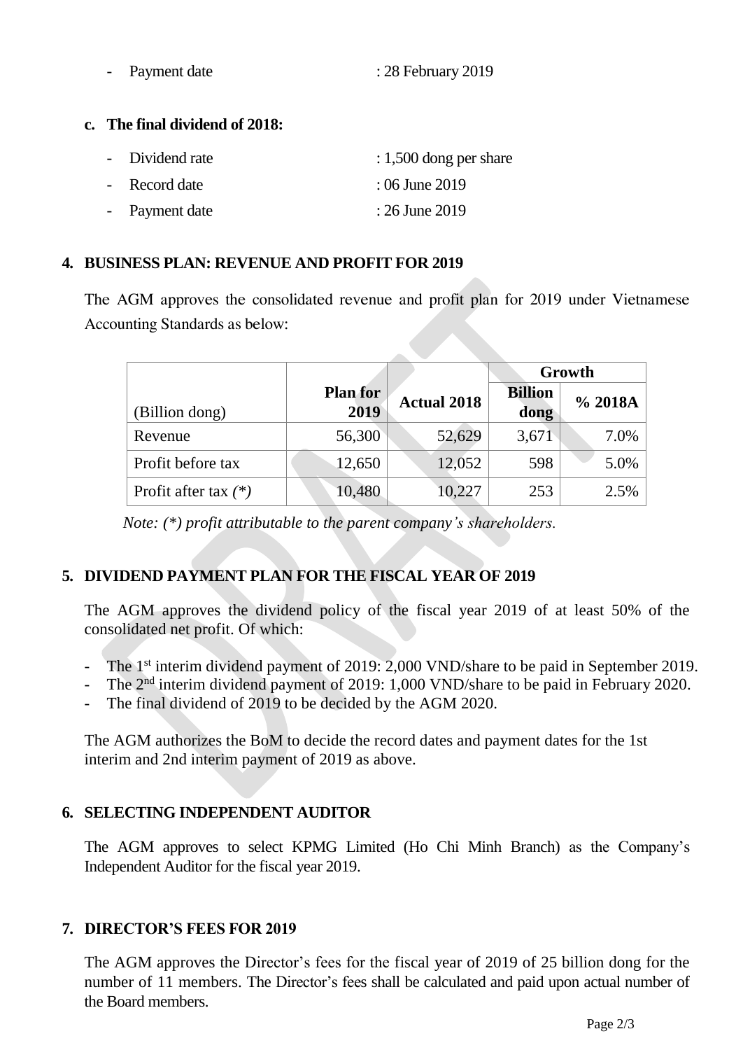- Payment date : 28 February 2019

**c. The final dividend of 2018:**

- Dividend rate : 1,500 dong per share
- Record date : 06 June 2019
- Payment date : 26 June 2019

## 4. BUSINESS PLAN: REVENUE AND PROFIT FOR 2019

The AGM approves the consolidated revenue and profit plan for 2019 under Vietnamese Accounting Standards as below:

| (Billion dong) | Plan for 2019 | Actual 2018 | Growth | |
|---|---|---|---|---|
| | | | Billion dong | % 2018A |
| Revenue | 56,300 | 52,629 | 3,671 | 7.0% |
| Profit before tax | 12,650 | 12,052 | 598 | 5.0% |
| Profit after tax *(\*)* | 10,480 | 10,227 | 253 | 2.5% |

*Note: (\*) profit attributable to the parent company's shareholders.*

## 5. DIVIDEND PAYMENT PLAN FOR THE FISCAL YEAR OF 2019

The AGM approves the dividend policy of the fiscal year 2019 of at least 50% of the consolidated net profit. Of which:

- The 1st interim dividend payment of 2019: 2,000 VND/share to be paid in September 2019.
- The 2nd interim dividend payment of 2019: 1,000 VND/share to be paid in February 2020.
- The final dividend of 2019 to be decided by the AGM 2020.

The AGM authorizes the BoM to decide the record dates and payment dates for the 1st interim and 2nd interim payment of 2019 as above.

## 6. SELECTING INDEPENDENT AUDITOR

The AGM approves to select KPMG Limited (Ho Chi Minh Branch) as the Company's Independent Auditor for the fiscal year 2019.

## 7. DIRECTOR'S FEES FOR 2019

The AGM approves the Director's fees for the fiscal year of 2019 of 25 billion dong for the number of 11 members. The Director's fees shall be calculated and paid upon actual number of the Board members.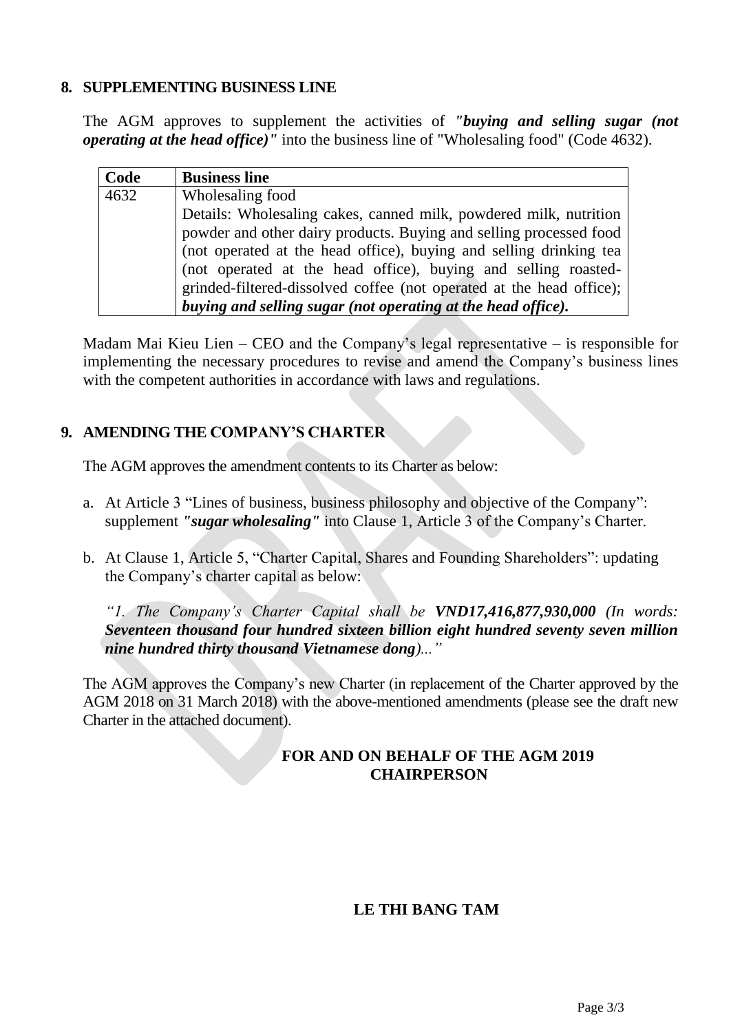## 8. SUPPLEMENTING BUSINESS LINE

The AGM approves to supplement the activities of ***"buying and selling sugar (not operating at the head office)"*** into the business line of "Wholesaling food" (Code 4632).

| Code | Business line |
|---|---|
| 4632 | Wholesaling food<br>Details: Wholesaling cakes, canned milk, powdered milk, nutrition powder and other dairy products. Buying and selling processed food (not operated at the head office), buying and selling drinking tea (not operated at the head office), buying and selling roasted-grinded-filtered-dissolved coffee (not operated at the head office); ***buying and selling sugar (not operating at the head office).*** |

Madam Mai Kieu Lien – CEO and the Company's legal representative – is responsible for implementing the necessary procedures to revise and amend the Company's business lines with the competent authorities in accordance with laws and regulations.

## 9. AMENDING THE COMPANY'S CHARTER

The AGM approves the amendment contents to its Charter as below:

a. At Article 3 "Lines of business, business philosophy and objective of the Company": supplement ***"sugar wholesaling"*** into Clause 1, Article 3 of the Company's Charter.

b. At Clause 1, Article 5, "Charter Capital, Shares and Founding Shareholders": updating the Company's charter capital as below:

*"1. The Company's Charter Capital shall be* ***VND17,416,877,930,000 (In words: Seventeen thousand four hundred sixteen billion eight hundred seventy seven million nine hundred thirty thousand Vietnamese dong****)..."*

The AGM approves the Company's new Charter (in replacement of the Charter approved by the AGM 2018 on 31 March 2018) with the above-mentioned amendments (please see the draft new Charter in the attached document).

**FOR AND ON BEHALF OF THE AGM 2019**
**CHAIRPERSON**

**LE THI BANG TAM**